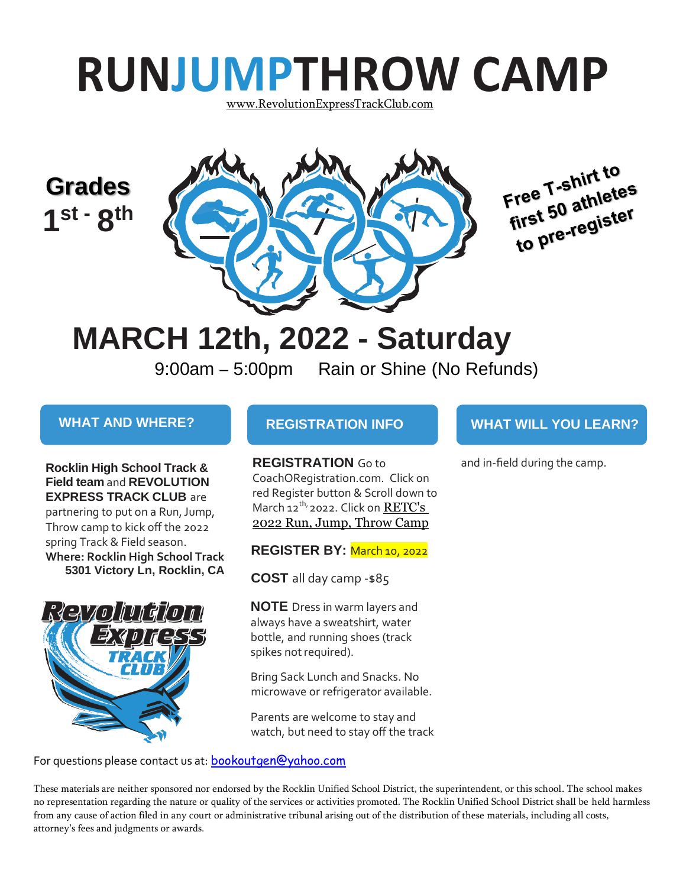# RUNJUMPTHROW CAMP

www.RevolutionExpressTrackClub.com

**Grades 1st - 8th**

**Free T-shirt to first 50 athletes to pre-register**

## MARCH 12th, 2022 - Saturday

9:00am – 5:00pm Rain or Shine (No Refunds)

### WHAT AND WHERE?

**Rocklin High School Track & Field team** and **REVOLUTION EXPRESS TRACK CLUB** are partnering to put on a Run, Jump, Throw camp to kick off the 2022 spring Track & Field season.

**Where: Rocklin High School Track**
**5301 Victory Ln, Rocklin, CA**

### REGISTRATION INFO

**REGISTRATION** Go to CoachORegistration.com. Click on red Register button & Scroll down to March 12th, 2022. Click on RETC's 2022 Run, Jump, Throw Camp

**REGISTER BY:** March 10, 2022

**COST** all day camp -$85

**NOTE** Dress in warm layers and always have a sweatshirt, water bottle, and running shoes (track spikes not required).

Bring Sack Lunch and Snacks. No microwave or refrigerator available.

Parents are welcome to stay and watch, but need to stay off the track and in-field during the camp.

### WHAT WILL YOU LEARN?

For questions please contact us at: bookoutgen@yahoo.com

These materials are neither sponsored nor endorsed by the Rocklin Unified School District, the superintendent, or this school. The school makes no representation regarding the nature or quality of the services or activities promoted. The Rocklin Unified School District shall be held harmless from any cause of action filed in any court or administrative tribunal arising out of the distribution of these materials, including all costs, attorney's fees and judgments or awards.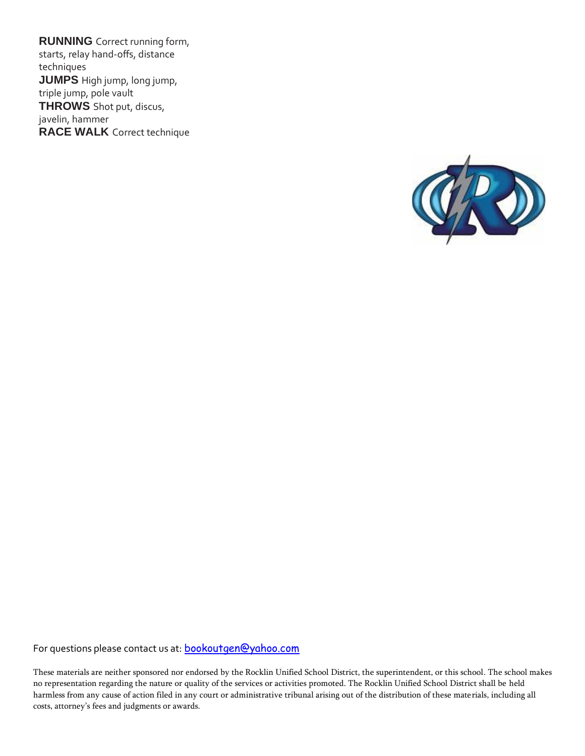**RUNNING** Correct running form, starts, relay hand-offs, distance techniques

**JUMPS** High jump, long jump, triple jump, pole vault

**THROWS** Shot put, discus, javelin, hammer

**RACE WALK** Correct technique

For questions please contact us at: bookoutgen@yahoo.com

These materials are neither sponsored nor endorsed by the Rocklin Unified School District, the superintendent, or this school. The school makes no representation regarding the nature or quality of the services or activities promoted. The Rocklin Unified School District shall be held harmless from any cause of action filed in any court or administrative tribunal arising out of the distribution of these materials, including all costs, attorney's fees and judgments or awards.